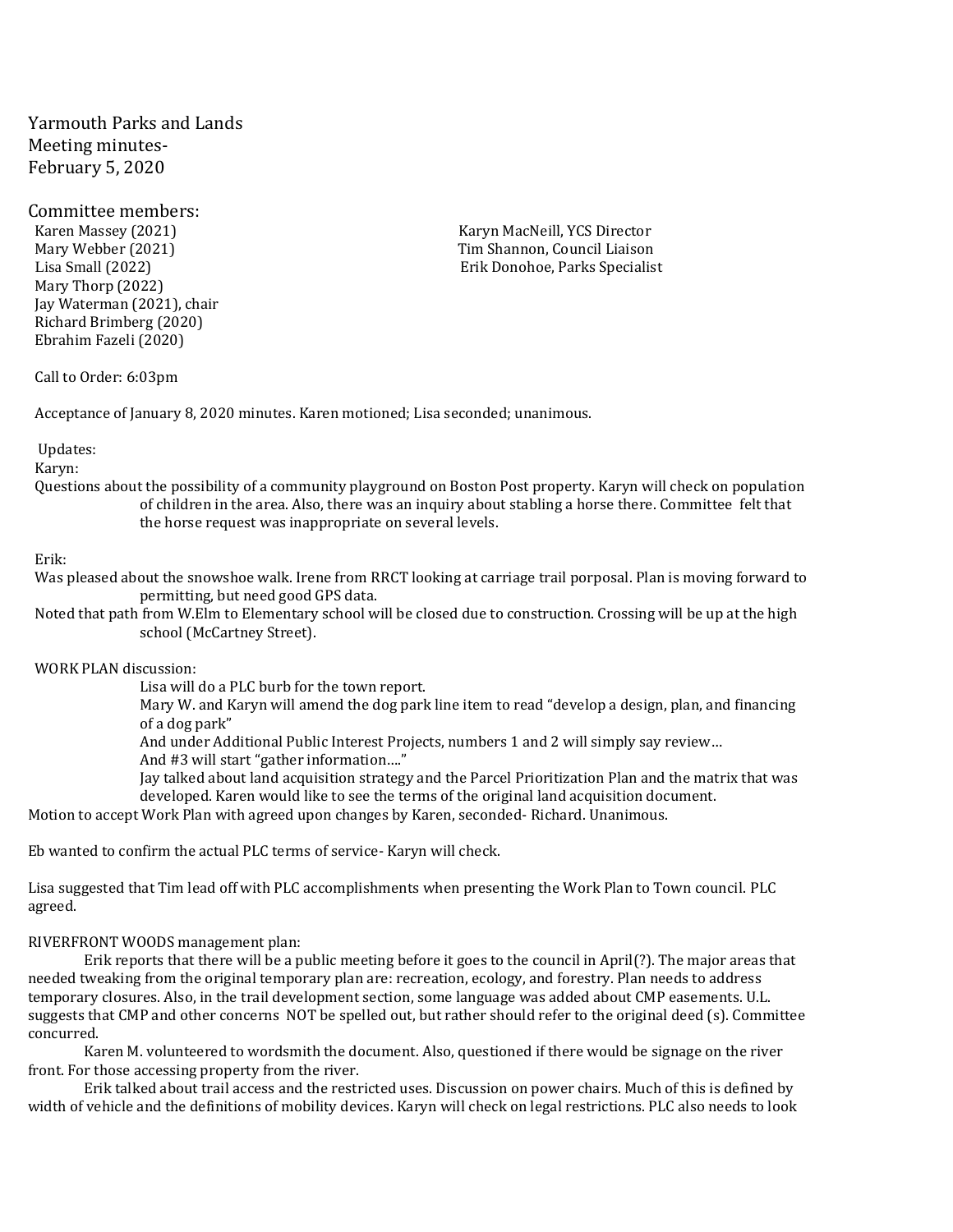Yarmouth Parks and Lands
Meeting minutes-
February 5, 2020

Committee members:

Karen Massey (2021)
Mary Webber (2021)
Lisa Small (2022)
Mary Thorp (2022)
Jay Waterman (2021), chair
Richard Brimberg (2020)
Ebrahim Fazeli (2020)

Karyn MacNeill, YCS Director
Tim Shannon, Council Liaison
Erik Donohoe, Parks Specialist

Call to Order: 6:03pm

Acceptance of January 8, 2020 minutes. Karen motioned; Lisa seconded; unanimous.

Updates:

Karyn:

Questions about the possibility of a community playground on Boston Post property. Karyn will check on population of children in the area. Also, there was an inquiry about stabling a horse there. Committee felt that the horse request was inappropriate on several levels.

Erik:

Was pleased about the snowshoe walk. Irene from RRCT looking at carriage trail porposal. Plan is moving forward to permitting, but need good GPS data.

Noted that path from W.Elm to Elementary school will be closed due to construction. Crossing will be up at the high school (McCartney Street).

WORK PLAN discussion:

Lisa will do a PLC burb for the town report.

Mary W. and Karyn will amend the dog park line item to read "develop a design, plan, and financing of a dog park"

And under Additional Public Interest Projects, numbers 1 and 2 will simply say review…

And #3 will start "gather information…."

Jay talked about land acquisition strategy and the Parcel Prioritization Plan and the matrix that was developed. Karen would like to see the terms of the original land acquisition document.

Motion to accept Work Plan with agreed upon changes by Karen, seconded- Richard. Unanimous.

Eb wanted to confirm the actual PLC terms of service- Karyn will check.

Lisa suggested that Tim lead off with PLC accomplishments when presenting the Work Plan to Town council. PLC agreed.

RIVERFRONT WOODS management plan:

Erik reports that there will be a public meeting before it goes to the council in April(?). The major areas that needed tweaking from the original temporary plan are: recreation, ecology, and forestry. Plan needs to address temporary closures. Also, in the trail development section, some language was added about CMP easements. U.L. suggests that CMP and other concerns NOT be spelled out, but rather should refer to the original deed (s). Committee concurred.

Karen M. volunteered to wordsmith the document. Also, questioned if there would be signage on the river front. For those accessing property from the river.

Erik talked about trail access and the restricted uses. Discussion on power chairs. Much of this is defined by width of vehicle and the definitions of mobility devices. Karyn will check on legal restrictions. PLC also needs to look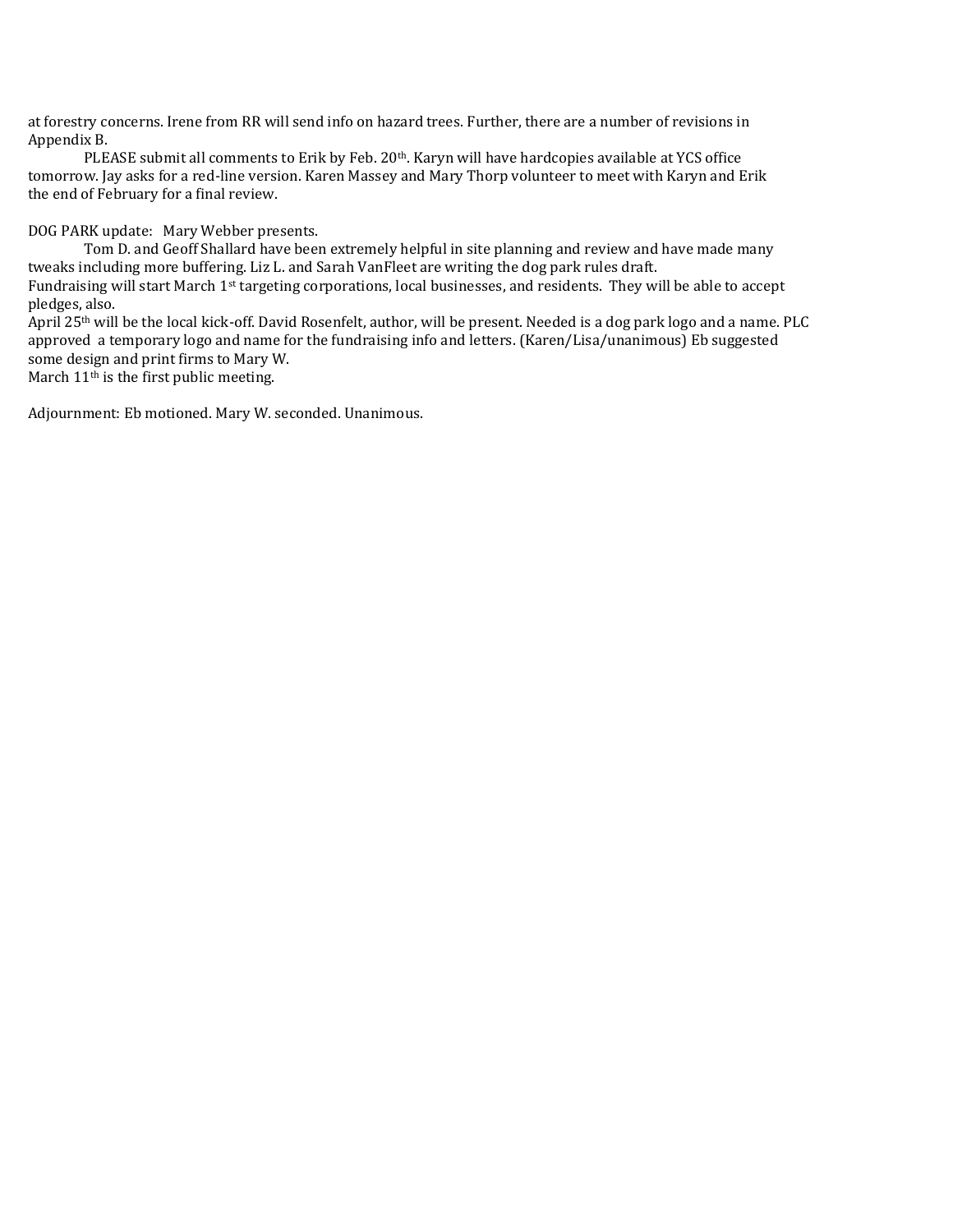at forestry concerns. Irene from RR will send info on hazard trees. Further, there are a number of revisions in Appendix B.

PLEASE submit all comments to Erik by Feb. 20th. Karyn will have hardcopies available at YCS office tomorrow. Jay asks for a red-line version. Karen Massey and Mary Thorp volunteer to meet with Karyn and Erik the end of February for a final review.

DOG PARK update: Mary Webber presents.

Tom D. and Geoff Shallard have been extremely helpful in site planning and review and have made many tweaks including more buffering. Liz L. and Sarah VanFleet are writing the dog park rules draft.
Fundraising will start March 1st targeting corporations, local businesses, and residents. They will be able to accept pledges, also.
April 25th will be the local kick-off. David Rosenfelt, author, will be present. Needed is a dog park logo and a name. PLC approved a temporary logo and name for the fundraising info and letters. (Karen/Lisa/unanimous) Eb suggested some design and print firms to Mary W.
March 11th is the first public meeting.

Adjournment: Eb motioned. Mary W. seconded. Unanimous.